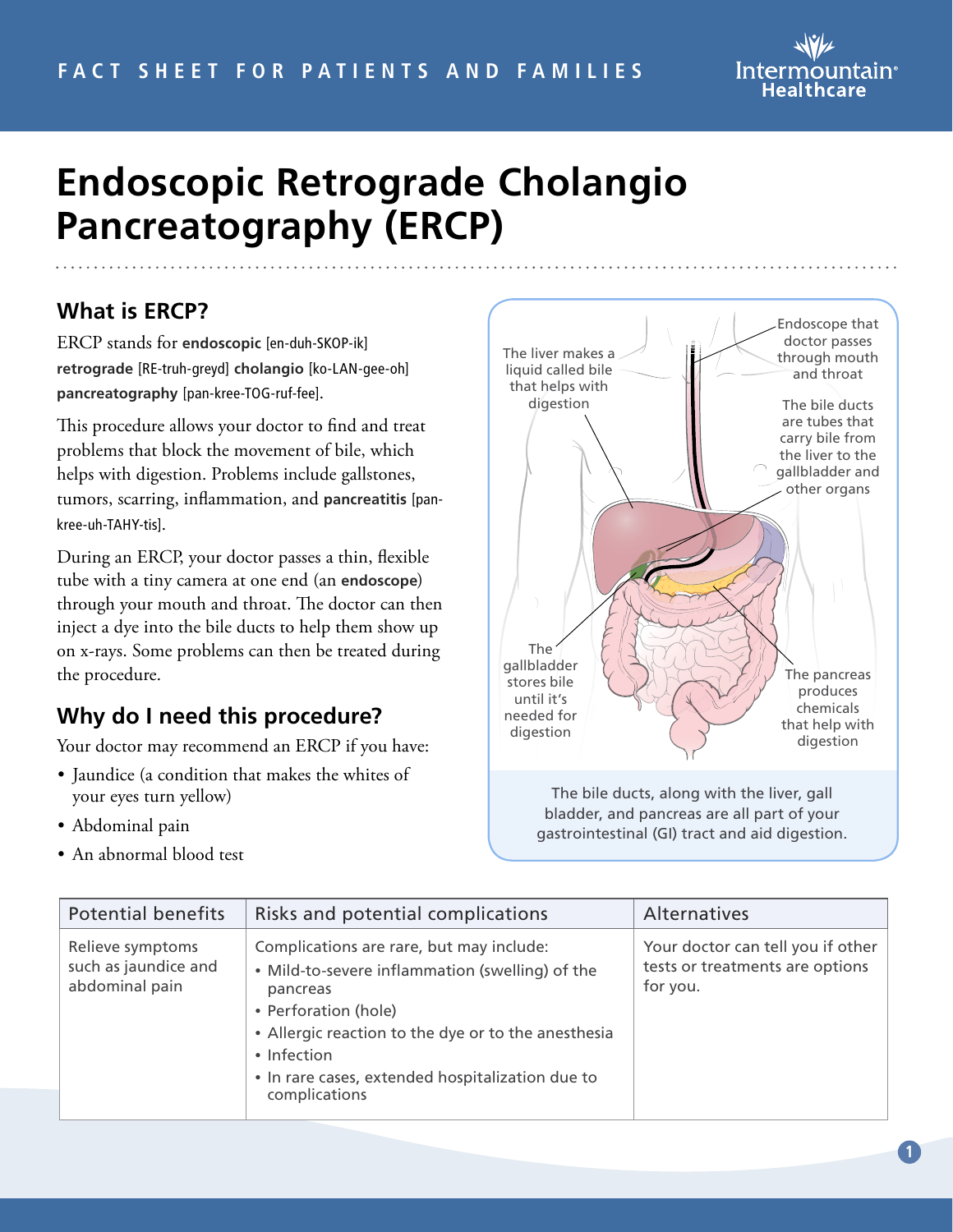FACT SHEET FOR PATIENTS AND FAMILIES

# Endoscopic Retrograde Cholangio Pancreatography (ERCP)

## What is ERCP?

ERCP stands for **endoscopic** [en-duh-SKOP-ik] **retrograde** [RE-truh-greyd] **cholangio** [ko-LAN-gee-oh] **pancreatography** [pan-kree-TOG-ruf-fee].

This procedure allows your doctor to find and treat problems that block the movement of bile, which helps with digestion. Problems include gallstones, tumors, scarring, inflammation, and **pancreatitis** [pan-kree-uh-TAHY-tis].

During an ERCP, your doctor passes a thin, flexible tube with a tiny camera at one end (an **endoscope**) through your mouth and throat. The doctor can then inject a dye into the bile ducts to help them show up on x-rays. Some problems can then be treated during the procedure.

The liver makes a liquid called bile that helps with digestion

Endoscope that doctor passes through mouth and throat

The bile ducts are tubes that carry bile from the liver to the gallbladder and other organs

The gallbladder stores bile until it's needed for digestion

The pancreas produces chemicals that help with digestion

The bile ducts, along with the liver, gall bladder, and pancreas are all part of your gastrointestinal (GI) tract and aid digestion.

## Why do I need this procedure?

Your doctor may recommend an ERCP if you have:

- Jaundice (a condition that makes the whites of your eyes turn yellow)
- Abdominal pain
- An abnormal blood test

| Potential benefits | Risks and potential complications | Alternatives |
|---|---|---|
| Relieve symptoms such as jaundice and abdominal pain | Complications are rare, but may include:<br>• Mild-to-severe inflammation (swelling) of the pancreas<br>• Perforation (hole)<br>• Allergic reaction to the dye or to the anesthesia<br>• Infection<br>• In rare cases, extended hospitalization due to complications | Your doctor can tell you if other tests or treatments are options for you. |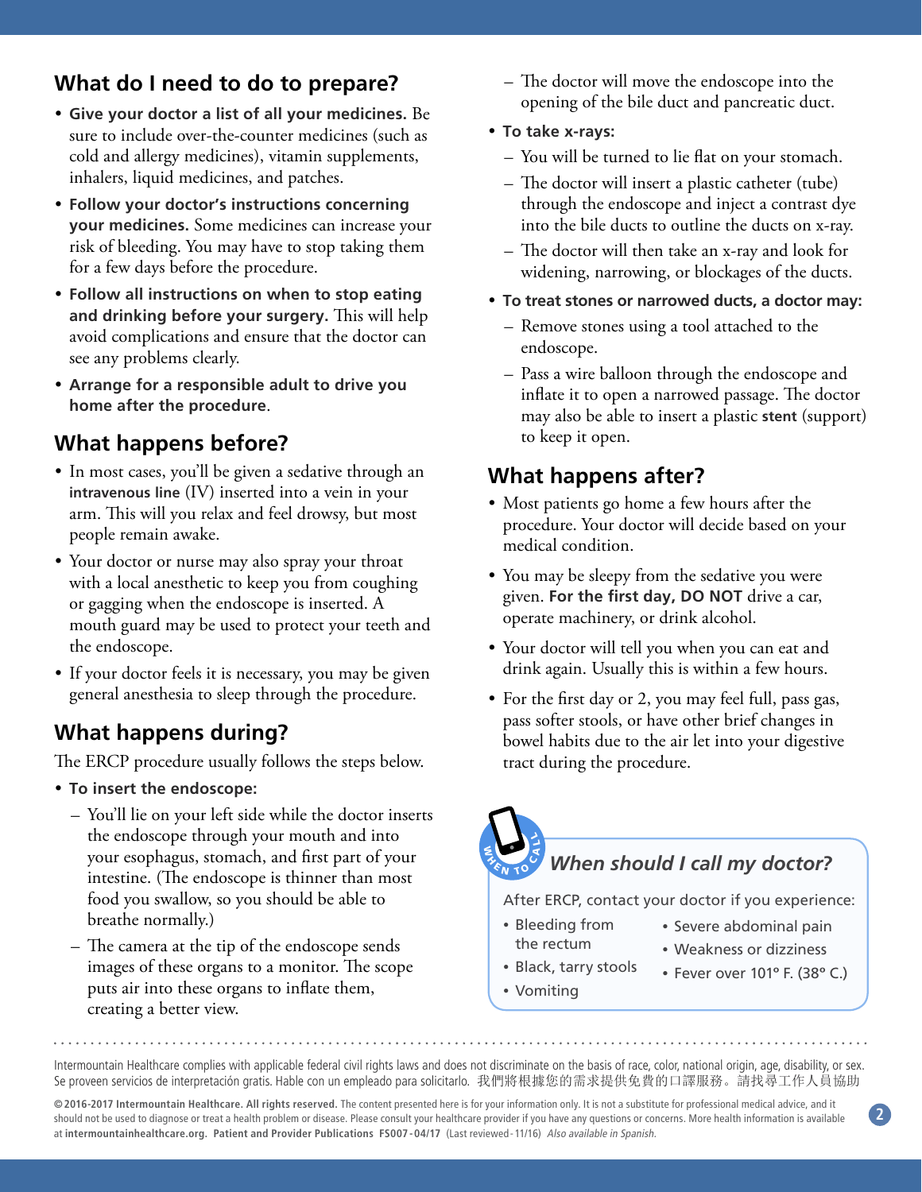## What do I need to do to prepare?

- **Give your doctor a list of all your medicines.** Be sure to include over-the-counter medicines (such as cold and allergy medicines), vitamin supplements, inhalers, liquid medicines, and patches.
- **Follow your doctor's instructions concerning your medicines.** Some medicines can increase your risk of bleeding. You may have to stop taking them for a few days before the procedure.
- **Follow all instructions on when to stop eating and drinking before your surgery.** This will help avoid complications and ensure that the doctor can see any problems clearly.
- **Arrange for a responsible adult to drive you home after the procedure**.

## What happens before?

- In most cases, you'll be given a sedative through an **intravenous line** (IV) inserted into a vein in your arm. This will you relax and feel drowsy, but most people remain awake.
- Your doctor or nurse may also spray your throat with a local anesthetic to keep you from coughing or gagging when the endoscope is inserted. A mouth guard may be used to protect your teeth and the endoscope.
- If your doctor feels it is necessary, you may be given general anesthesia to sleep through the procedure.

## What happens during?

The ERCP procedure usually follows the steps below.

- **To insert the endoscope:**
  - You'll lie on your left side while the doctor inserts the endoscope through your mouth and into your esophagus, stomach, and first part of your intestine. (The endoscope is thinner than most food you swallow, so you should be able to breathe normally.)
  - The camera at the tip of the endoscope sends images of these organs to a monitor. The scope puts air into these organs to inflate them, creating a better view.
  - The doctor will move the endoscope into the opening of the bile duct and pancreatic duct.
- **To take x-rays:**
  - You will be turned to lie flat on your stomach.
  - The doctor will insert a plastic catheter (tube) through the endoscope and inject a contrast dye into the bile ducts to outline the ducts on x-ray.
  - The doctor will then take an x-ray and look for widening, narrowing, or blockages of the ducts.
- **To treat stones or narrowed ducts, a doctor may:**
  - Remove stones using a tool attached to the endoscope.
  - Pass a wire balloon through the endoscope and inflate it to open a narrowed passage. The doctor may also be able to insert a plastic **stent** (support) to keep it open.

## What happens after?

- Most patients go home a few hours after the procedure. Your doctor will decide based on your medical condition.
- You may be sleepy from the sedative you were given. **For the first day, DO NOT** drive a car, operate machinery, or drink alcohol.
- Your doctor will tell you when you can eat and drink again. Usually this is within a few hours.
- For the first day or 2, you may feel full, pass gas, pass softer stools, or have other brief changes in bowel habits due to the air let into your digestive tract during the procedure.

WHEN TO CALL

### *When should I call my doctor?*

After ERCP, contact your doctor if you experience:

- Bleeding from the rectum
- Black, tarry stools
- Vomiting
- Severe abdominal pain
- Weakness or dizziness
- Fever over 101° F. (38° C.)

Intermountain Healthcare complies with applicable federal civil rights laws and does not discriminate on the basis of race, color, national origin, age, disability, or sex. Se proveen servicios de interpretación gratis. Hable con un empleado para solicitarlo. 我們將根據您的需求提供免費的口譯服務。請找尋工作人員協助

**© 2016-2017 Intermountain Healthcare. All rights reserved.** The content presented here is for your information only. It is not a substitute for professional medical advice, and it should not be used to diagnose or treat a health problem or disease. Please consult your healthcare provider if you have any questions or concerns. More health information is available at **intermountainhealthcare.org**. **Patient and Provider Publications FS007 - 04/17** (Last reviewed - 11/16) *Also available in Spanish.*